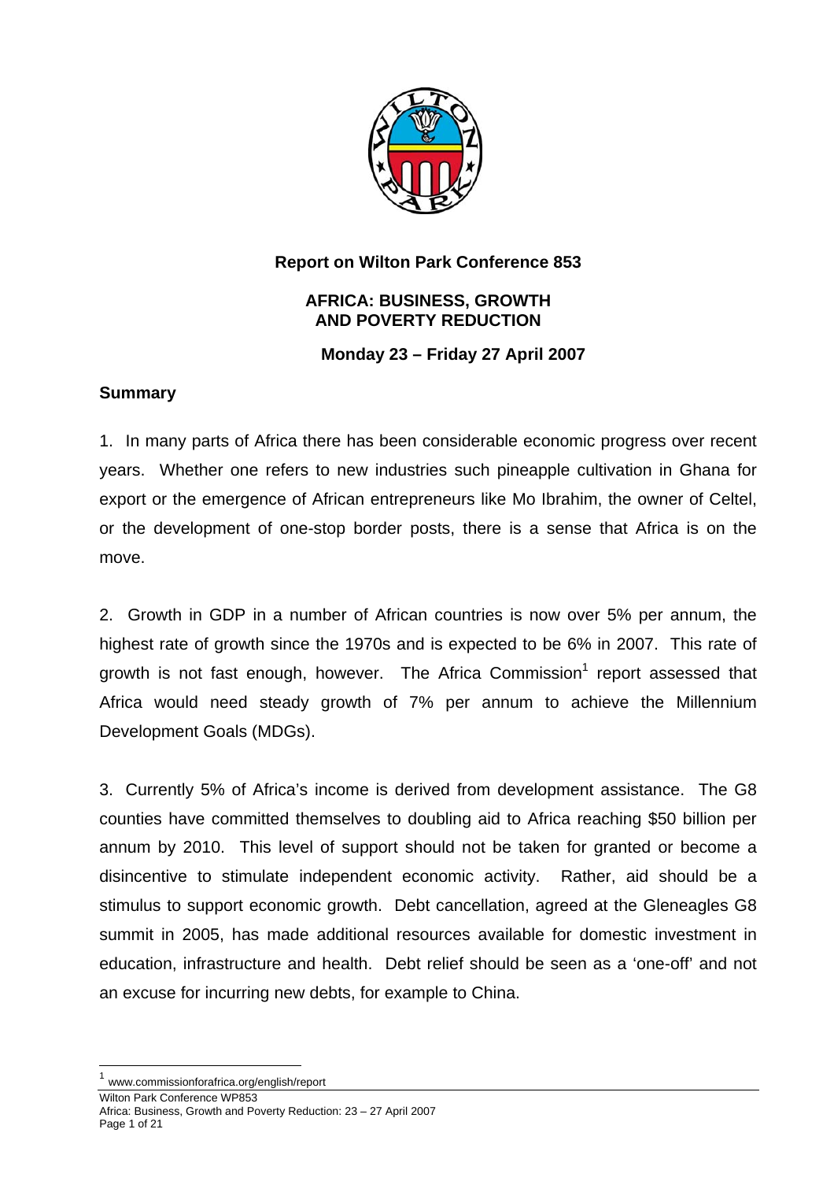# Report on Wilton Park Conference 853

## AFRICA: BUSINESS, GROWTH AND POVERTY REDUCTION

**Monday 23 – Friday 27 April 2007**

### Summary

1. In many parts of Africa there has been considerable economic progress over recent years. Whether one refers to new industries such pineapple cultivation in Ghana for export or the emergence of African entrepreneurs like Mo Ibrahim, the owner of Celtel, or the development of one-stop border posts, there is a sense that Africa is on the move.

2. Growth in GDP in a number of African countries is now over 5% per annum, the highest rate of growth since the 1970s and is expected to be 6% in 2007. This rate of growth is not fast enough, however. The Africa Commission[1] report assessed that Africa would need steady growth of 7% per annum to achieve the Millennium Development Goals (MDGs).

3. Currently 5% of Africa's income is derived from development assistance. The G8 counties have committed themselves to doubling aid to Africa reaching $50 billion per annum by 2010. This level of support should not be taken for granted or become a disincentive to stimulate independent economic activity. Rather, aid should be a stimulus to support economic growth. Debt cancellation, agreed at the Gleneagles G8 summit in 2005, has made additional resources available for domestic investment in education, infrastructure and health. Debt relief should be seen as a 'one-off' and not an excuse for incurring new debts, for example to China.

---

[1] www.commissionforafrica.org/english/report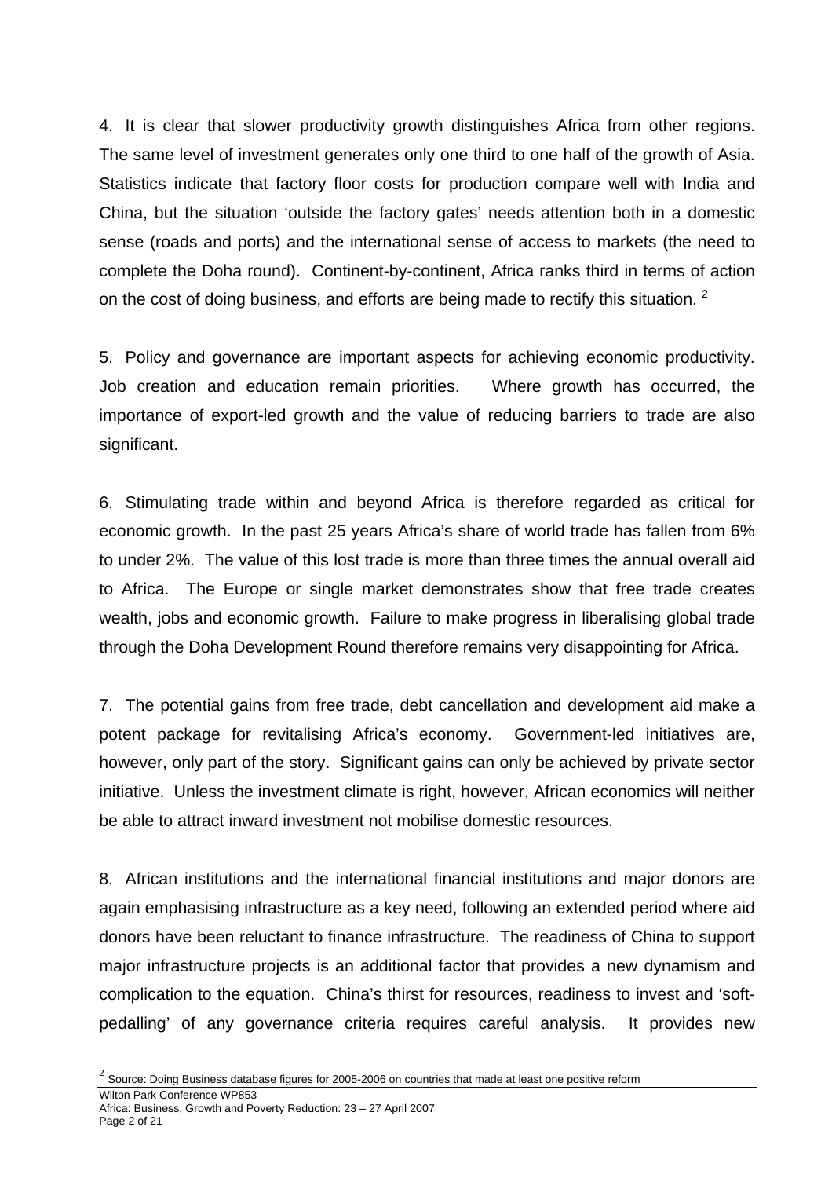4. It is clear that slower productivity growth distinguishes Africa from other regions. The same level of investment generates only one third to one half of the growth of Asia. Statistics indicate that factory floor costs for production compare well with India and China, but the situation 'outside the factory gates' needs attention both in a domestic sense (roads and ports) and the international sense of access to markets (the need to complete the Doha round). Continent-by-continent, Africa ranks third in terms of action on the cost of doing business, and efforts are being made to rectify this situation. [2]

5. Policy and governance are important aspects for achieving economic productivity. Job creation and education remain priorities. Where growth has occurred, the importance of export-led growth and the value of reducing barriers to trade are also significant.

6. Stimulating trade within and beyond Africa is therefore regarded as critical for economic growth. In the past 25 years Africa's share of world trade has fallen from 6% to under 2%. The value of this lost trade is more than three times the annual overall aid to Africa. The Europe or single market demonstrates show that free trade creates wealth, jobs and economic growth. Failure to make progress in liberalising global trade through the Doha Development Round therefore remains very disappointing for Africa.

7. The potential gains from free trade, debt cancellation and development aid make a potent package for revitalising Africa's economy. Government-led initiatives are, however, only part of the story. Significant gains can only be achieved by private sector initiative. Unless the investment climate is right, however, African economics will neither be able to attract inward investment not mobilise domestic resources.

8. African institutions and the international financial institutions and major donors are again emphasising infrastructure as a key need, following an extended period where aid donors have been reluctant to finance infrastructure. The readiness of China to support major infrastructure projects is an additional factor that provides a new dynamism and complication to the equation. China's thirst for resources, readiness to invest and 'soft-pedalling' of any governance criteria requires careful analysis. It provides new

[2] Source: Doing Business database figures for 2005-2006 on countries that made at least one positive reform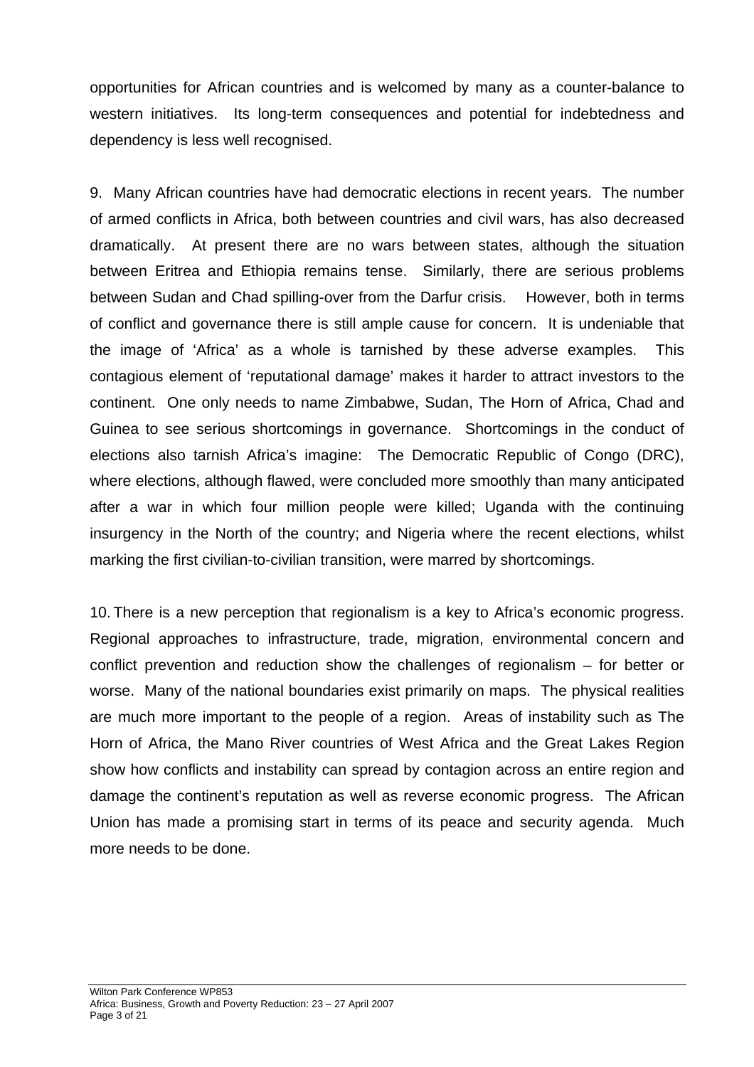opportunities for African countries and is welcomed by many as a counter-balance to western initiatives. Its long-term consequences and potential for indebtedness and dependency is less well recognised.

9. Many African countries have had democratic elections in recent years. The number of armed conflicts in Africa, both between countries and civil wars, has also decreased dramatically. At present there are no wars between states, although the situation between Eritrea and Ethiopia remains tense. Similarly, there are serious problems between Sudan and Chad spilling-over from the Darfur crisis. However, both in terms of conflict and governance there is still ample cause for concern. It is undeniable that the image of 'Africa' as a whole is tarnished by these adverse examples. This contagious element of 'reputational damage' makes it harder to attract investors to the continent. One only needs to name Zimbabwe, Sudan, The Horn of Africa, Chad and Guinea to see serious shortcomings in governance. Shortcomings in the conduct of elections also tarnish Africa's imagine: The Democratic Republic of Congo (DRC), where elections, although flawed, were concluded more smoothly than many anticipated after a war in which four million people were killed; Uganda with the continuing insurgency in the North of the country; and Nigeria where the recent elections, whilst marking the first civilian-to-civilian transition, were marred by shortcomings.

10. There is a new perception that regionalism is a key to Africa's economic progress. Regional approaches to infrastructure, trade, migration, environmental concern and conflict prevention and reduction show the challenges of regionalism – for better or worse. Many of the national boundaries exist primarily on maps. The physical realities are much more important to the people of a region. Areas of instability such as The Horn of Africa, the Mano River countries of West Africa and the Great Lakes Region show how conflicts and instability can spread by contagion across an entire region and damage the continent's reputation as well as reverse economic progress. The African Union has made a promising start in terms of its peace and security agenda. Much more needs to be done.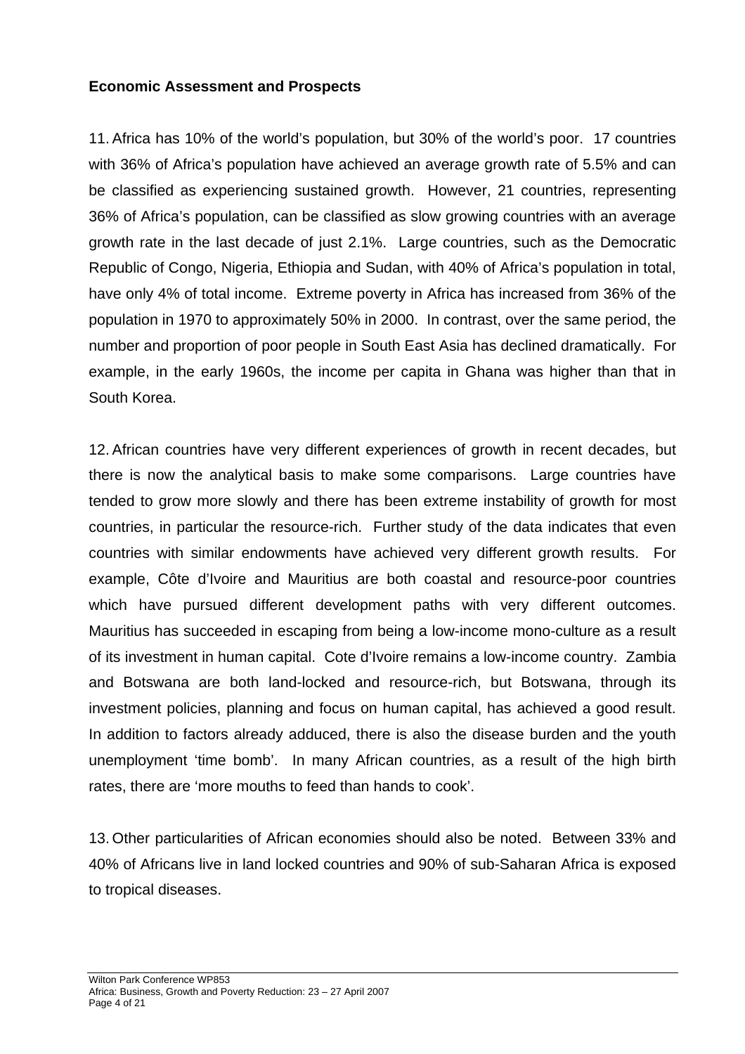**Economic Assessment and Prospects**

11. Africa has 10% of the world's population, but 30% of the world's poor. 17 countries with 36% of Africa's population have achieved an average growth rate of 5.5% and can be classified as experiencing sustained growth. However, 21 countries, representing 36% of Africa's population, can be classified as slow growing countries with an average growth rate in the last decade of just 2.1%. Large countries, such as the Democratic Republic of Congo, Nigeria, Ethiopia and Sudan, with 40% of Africa's population in total, have only 4% of total income. Extreme poverty in Africa has increased from 36% of the population in 1970 to approximately 50% in 2000. In contrast, over the same period, the number and proportion of poor people in South East Asia has declined dramatically. For example, in the early 1960s, the income per capita in Ghana was higher than that in South Korea.

12. African countries have very different experiences of growth in recent decades, but there is now the analytical basis to make some comparisons. Large countries have tended to grow more slowly and there has been extreme instability of growth for most countries, in particular the resource-rich. Further study of the data indicates that even countries with similar endowments have achieved very different growth results. For example, Côte d'Ivoire and Mauritius are both coastal and resource-poor countries which have pursued different development paths with very different outcomes. Mauritius has succeeded in escaping from being a low-income mono-culture as a result of its investment in human capital. Cote d'Ivoire remains a low-income country. Zambia and Botswana are both land-locked and resource-rich, but Botswana, through its investment policies, planning and focus on human capital, has achieved a good result. In addition to factors already adduced, there is also the disease burden and the youth unemployment 'time bomb'. In many African countries, as a result of the high birth rates, there are 'more mouths to feed than hands to cook'.

13. Other particularities of African economies should also be noted. Between 33% and 40% of Africans live in land locked countries and 90% of sub-Saharan Africa is exposed to tropical diseases.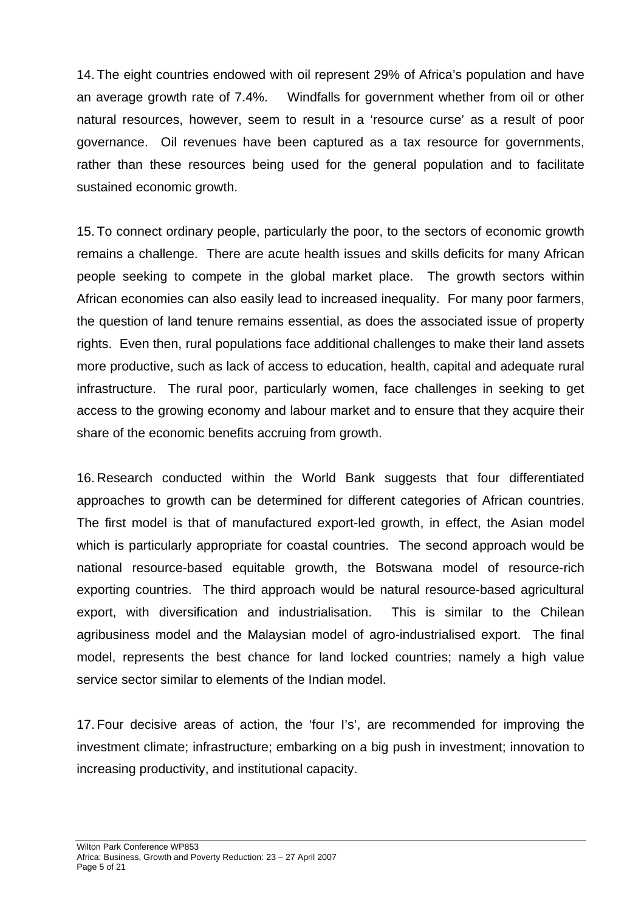14. The eight countries endowed with oil represent 29% of Africa's population and have an average growth rate of 7.4%. Windfalls for government whether from oil or other natural resources, however, seem to result in a 'resource curse' as a result of poor governance. Oil revenues have been captured as a tax resource for governments, rather than these resources being used for the general population and to facilitate sustained economic growth.

15. To connect ordinary people, particularly the poor, to the sectors of economic growth remains a challenge. There are acute health issues and skills deficits for many African people seeking to compete in the global market place. The growth sectors within African economies can also easily lead to increased inequality. For many poor farmers, the question of land tenure remains essential, as does the associated issue of property rights. Even then, rural populations face additional challenges to make their land assets more productive, such as lack of access to education, health, capital and adequate rural infrastructure. The rural poor, particularly women, face challenges in seeking to get access to the growing economy and labour market and to ensure that they acquire their share of the economic benefits accruing from growth.

16. Research conducted within the World Bank suggests that four differentiated approaches to growth can be determined for different categories of African countries. The first model is that of manufactured export-led growth, in effect, the Asian model which is particularly appropriate for coastal countries. The second approach would be national resource-based equitable growth, the Botswana model of resource-rich exporting countries. The third approach would be natural resource-based agricultural export, with diversification and industrialisation. This is similar to the Chilean agribusiness model and the Malaysian model of agro-industrialised export. The final model, represents the best chance for land locked countries; namely a high value service sector similar to elements of the Indian model.

17. Four decisive areas of action, the 'four I's', are recommended for improving the investment climate; infrastructure; embarking on a big push in investment; innovation to increasing productivity, and institutional capacity.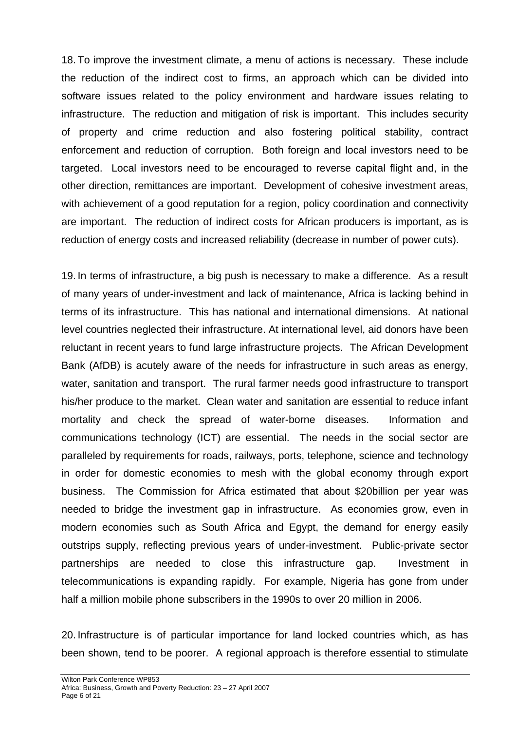18. To improve the investment climate, a menu of actions is necessary. These include the reduction of the indirect cost to firms, an approach which can be divided into software issues related to the policy environment and hardware issues relating to infrastructure. The reduction and mitigation of risk is important. This includes security of property and crime reduction and also fostering political stability, contract enforcement and reduction of corruption. Both foreign and local investors need to be targeted. Local investors need to be encouraged to reverse capital flight and, in the other direction, remittances are important. Development of cohesive investment areas, with achievement of a good reputation for a region, policy coordination and connectivity are important. The reduction of indirect costs for African producers is important, as is reduction of energy costs and increased reliability (decrease in number of power cuts).

19. In terms of infrastructure, a big push is necessary to make a difference. As a result of many years of under-investment and lack of maintenance, Africa is lacking behind in terms of its infrastructure. This has national and international dimensions. At national level countries neglected their infrastructure. At international level, aid donors have been reluctant in recent years to fund large infrastructure projects. The African Development Bank (AfDB) is acutely aware of the needs for infrastructure in such areas as energy, water, sanitation and transport. The rural farmer needs good infrastructure to transport his/her produce to the market. Clean water and sanitation are essential to reduce infant mortality and check the spread of water-borne diseases. Information and communications technology (ICT) are essential. The needs in the social sector are paralleled by requirements for roads, railways, ports, telephone, science and technology in order for domestic economies to mesh with the global economy through export business. The Commission for Africa estimated that about $20billion per year was needed to bridge the investment gap in infrastructure. As economies grow, even in modern economies such as South Africa and Egypt, the demand for energy easily outstrips supply, reflecting previous years of under-investment. Public-private sector partnerships are needed to close this infrastructure gap. Investment in telecommunications is expanding rapidly. For example, Nigeria has gone from under half a million mobile phone subscribers in the 1990s to over 20 million in 2006.

20. Infrastructure is of particular importance for land locked countries which, as has been shown, tend to be poorer. A regional approach is therefore essential to stimulate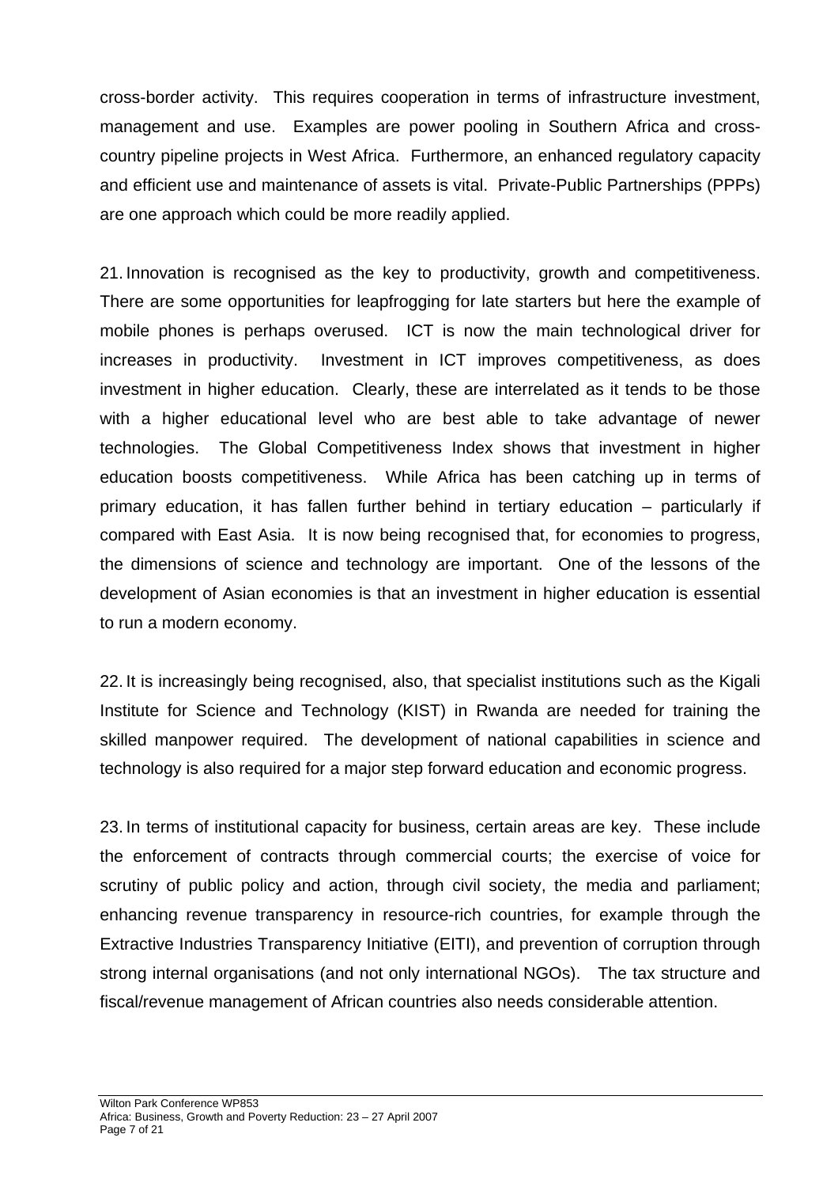cross-border activity. This requires cooperation in terms of infrastructure investment, management and use. Examples are power pooling in Southern Africa and cross-country pipeline projects in West Africa. Furthermore, an enhanced regulatory capacity and efficient use and maintenance of assets is vital. Private-Public Partnerships (PPPs) are one approach which could be more readily applied.

21. Innovation is recognised as the key to productivity, growth and competitiveness. There are some opportunities for leapfrogging for late starters but here the example of mobile phones is perhaps overused. ICT is now the main technological driver for increases in productivity. Investment in ICT improves competitiveness, as does investment in higher education. Clearly, these are interrelated as it tends to be those with a higher educational level who are best able to take advantage of newer technologies. The Global Competitiveness Index shows that investment in higher education boosts competitiveness. While Africa has been catching up in terms of primary education, it has fallen further behind in tertiary education – particularly if compared with East Asia. It is now being recognised that, for economies to progress, the dimensions of science and technology are important. One of the lessons of the development of Asian economies is that an investment in higher education is essential to run a modern economy.

22. It is increasingly being recognised, also, that specialist institutions such as the Kigali Institute for Science and Technology (KIST) in Rwanda are needed for training the skilled manpower required. The development of national capabilities in science and technology is also required for a major step forward education and economic progress.

23. In terms of institutional capacity for business, certain areas are key. These include the enforcement of contracts through commercial courts; the exercise of voice for scrutiny of public policy and action, through civil society, the media and parliament; enhancing revenue transparency in resource-rich countries, for example through the Extractive Industries Transparency Initiative (EITI), and prevention of corruption through strong internal organisations (and not only international NGOs). The tax structure and fiscal/revenue management of African countries also needs considerable attention.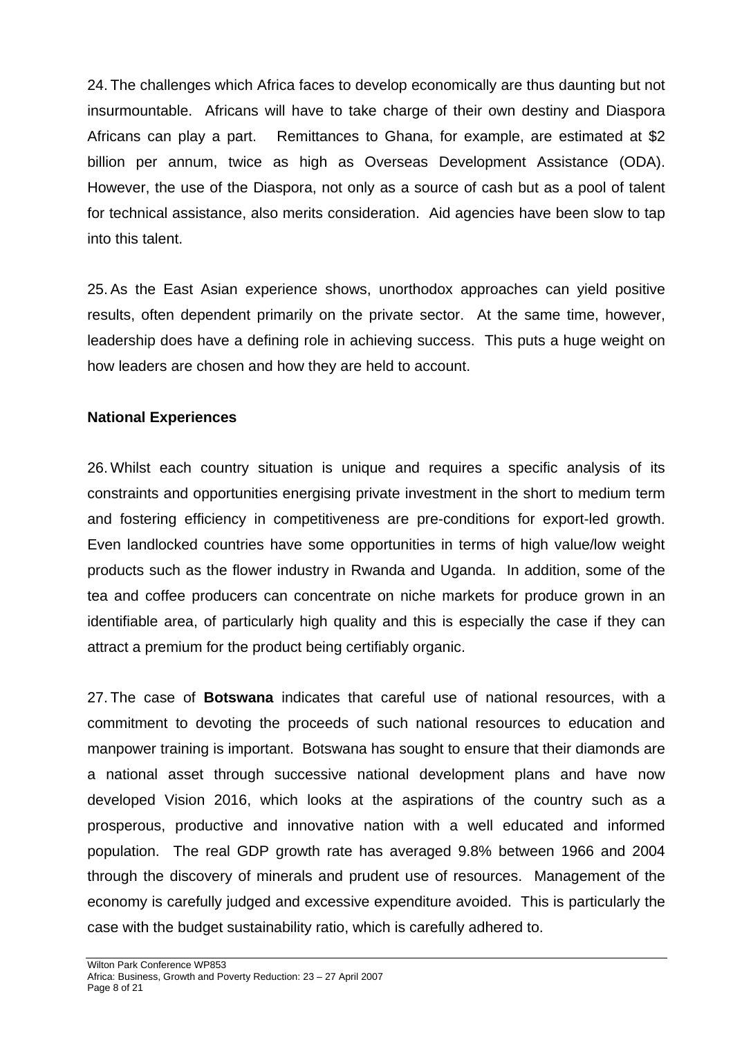24. The challenges which Africa faces to develop economically are thus daunting but not insurmountable. Africans will have to take charge of their own destiny and Diaspora Africans can play a part. Remittances to Ghana, for example, are estimated at $2 billion per annum, twice as high as Overseas Development Assistance (ODA). However, the use of the Diaspora, not only as a source of cash but as a pool of talent for technical assistance, also merits consideration. Aid agencies have been slow to tap into this talent.

25. As the East Asian experience shows, unorthodox approaches can yield positive results, often dependent primarily on the private sector. At the same time, however, leadership does have a defining role in achieving success. This puts a huge weight on how leaders are chosen and how they are held to account.

**National Experiences**

26. Whilst each country situation is unique and requires a specific analysis of its constraints and opportunities energising private investment in the short to medium term and fostering efficiency in competitiveness are pre-conditions for export-led growth. Even landlocked countries have some opportunities in terms of high value/low weight products such as the flower industry in Rwanda and Uganda. In addition, some of the tea and coffee producers can concentrate on niche markets for produce grown in an identifiable area, of particularly high quality and this is especially the case if they can attract a premium for the product being certifiably organic.

27. The case of **Botswana** indicates that careful use of national resources, with a commitment to devoting the proceeds of such national resources to education and manpower training is important. Botswana has sought to ensure that their diamonds are a national asset through successive national development plans and have now developed Vision 2016, which looks at the aspirations of the country such as a prosperous, productive and innovative nation with a well educated and informed population. The real GDP growth rate has averaged 9.8% between 1966 and 2004 through the discovery of minerals and prudent use of resources. Management of the economy is carefully judged and excessive expenditure avoided. This is particularly the case with the budget sustainability ratio, which is carefully adhered to.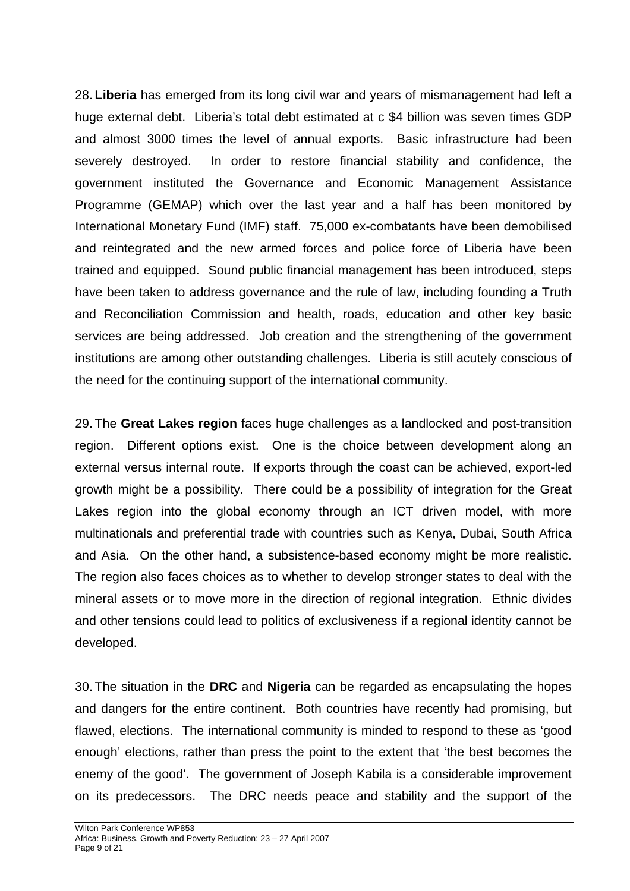28. **Liberia** has emerged from its long civil war and years of mismanagement had left a huge external debt. Liberia's total debt estimated at c $4 billion was seven times GDP and almost 3000 times the level of annual exports. Basic infrastructure had been severely destroyed. In order to restore financial stability and confidence, the government instituted the Governance and Economic Management Assistance Programme (GEMAP) which over the last year and a half has been monitored by International Monetary Fund (IMF) staff. 75,000 ex-combatants have been demobilised and reintegrated and the new armed forces and police force of Liberia have been trained and equipped. Sound public financial management has been introduced, steps have been taken to address governance and the rule of law, including founding a Truth and Reconciliation Commission and health, roads, education and other key basic services are being addressed. Job creation and the strengthening of the government institutions are among other outstanding challenges. Liberia is still acutely conscious of the need for the continuing support of the international community.

29. The **Great Lakes region** faces huge challenges as a landlocked and post-transition region. Different options exist. One is the choice between development along an external versus internal route. If exports through the coast can be achieved, export-led growth might be a possibility. There could be a possibility of integration for the Great Lakes region into the global economy through an ICT driven model, with more multinationals and preferential trade with countries such as Kenya, Dubai, South Africa and Asia. On the other hand, a subsistence-based economy might be more realistic. The region also faces choices as to whether to develop stronger states to deal with the mineral assets or to move more in the direction of regional integration. Ethnic divides and other tensions could lead to politics of exclusiveness if a regional identity cannot be developed.

30. The situation in the **DRC** and **Nigeria** can be regarded as encapsulating the hopes and dangers for the entire continent. Both countries have recently had promising, but flawed, elections. The international community is minded to respond to these as 'good enough' elections, rather than press the point to the extent that 'the best becomes the enemy of the good'. The government of Joseph Kabila is a considerable improvement on its predecessors. The DRC needs peace and stability and the support of the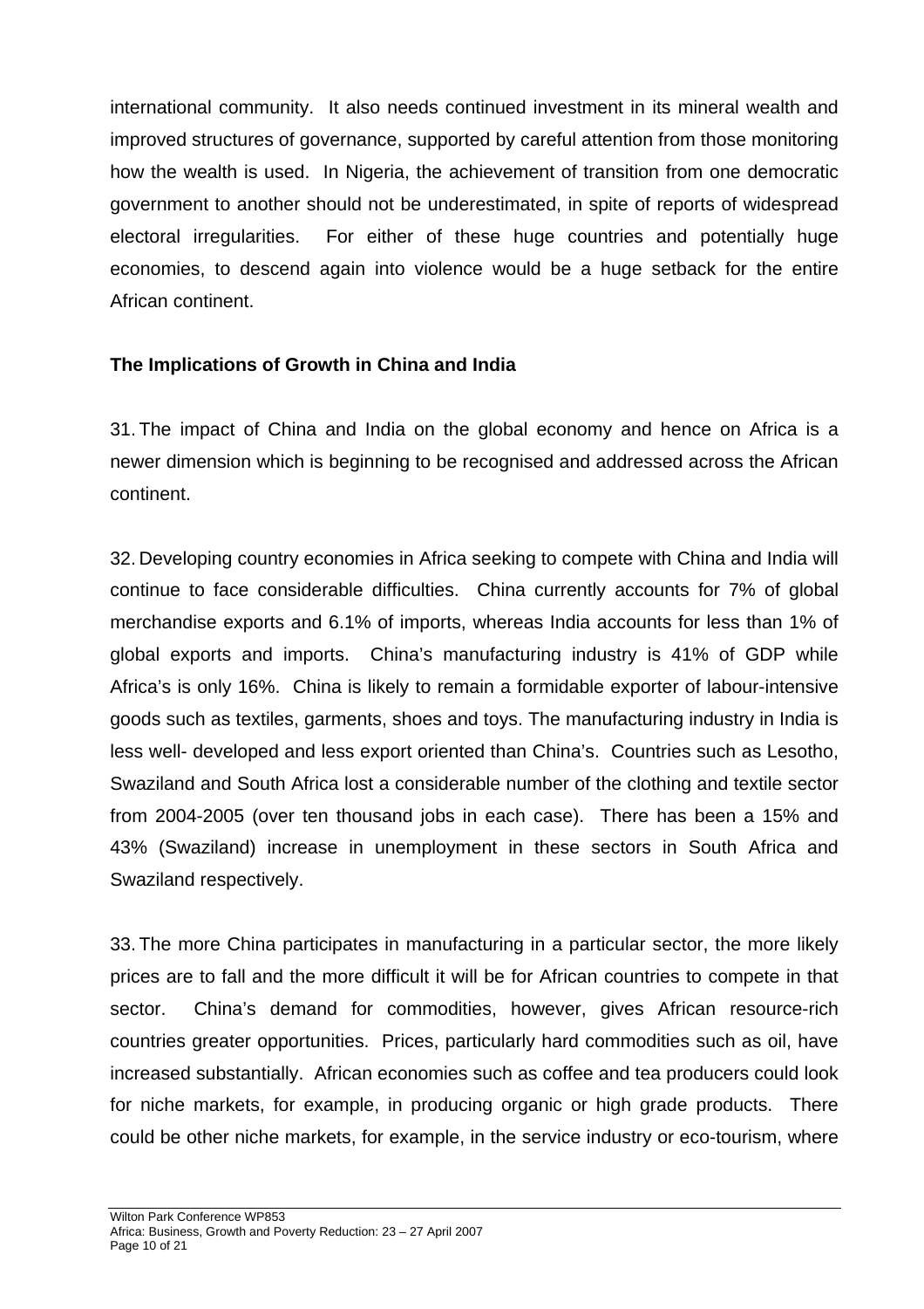international community. It also needs continued investment in its mineral wealth and improved structures of governance, supported by careful attention from those monitoring how the wealth is used. In Nigeria, the achievement of transition from one democratic government to another should not be underestimated, in spite of reports of widespread electoral irregularities. For either of these huge countries and potentially huge economies, to descend again into violence would be a huge setback for the entire African continent.

**The Implications of Growth in China and India**

31. The impact of China and India on the global economy and hence on Africa is a newer dimension which is beginning to be recognised and addressed across the African continent.

32. Developing country economies in Africa seeking to compete with China and India will continue to face considerable difficulties. China currently accounts for 7% of global merchandise exports and 6.1% of imports, whereas India accounts for less than 1% of global exports and imports. China's manufacturing industry is 41% of GDP while Africa's is only 16%. China is likely to remain a formidable exporter of labour-intensive goods such as textiles, garments, shoes and toys. The manufacturing industry in India is less well- developed and less export oriented than China's. Countries such as Lesotho, Swaziland and South Africa lost a considerable number of the clothing and textile sector from 2004-2005 (over ten thousand jobs in each case). There has been a 15% and 43% (Swaziland) increase in unemployment in these sectors in South Africa and Swaziland respectively.

33. The more China participates in manufacturing in a particular sector, the more likely prices are to fall and the more difficult it will be for African countries to compete in that sector. China's demand for commodities, however, gives African resource-rich countries greater opportunities. Prices, particularly hard commodities such as oil, have increased substantially. African economies such as coffee and tea producers could look for niche markets, for example, in producing organic or high grade products. There could be other niche markets, for example, in the service industry or eco-tourism, where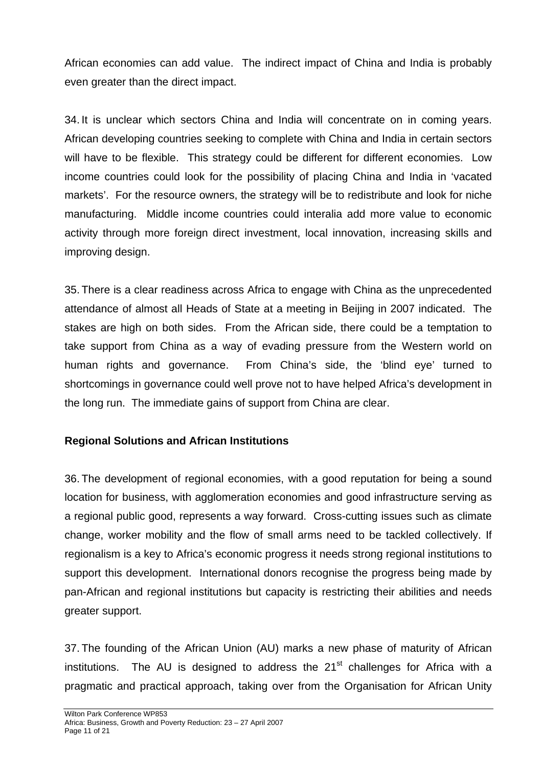African economies can add value. The indirect impact of China and India is probably even greater than the direct impact.

34. It is unclear which sectors China and India will concentrate on in coming years. African developing countries seeking to complete with China and India in certain sectors will have to be flexible. This strategy could be different for different economies. Low income countries could look for the possibility of placing China and India in 'vacated markets'. For the resource owners, the strategy will be to redistribute and look for niche manufacturing. Middle income countries could interalia add more value to economic activity through more foreign direct investment, local innovation, increasing skills and improving design.

35. There is a clear readiness across Africa to engage with China as the unprecedented attendance of almost all Heads of State at a meeting in Beijing in 2007 indicated. The stakes are high on both sides. From the African side, there could be a temptation to take support from China as a way of evading pressure from the Western world on human rights and governance. From China's side, the 'blind eye' turned to shortcomings in governance could well prove not to have helped Africa's development in the long run. The immediate gains of support from China are clear.

**Regional Solutions and African Institutions**

36. The development of regional economies, with a good reputation for being a sound location for business, with agglomeration economies and good infrastructure serving as a regional public good, represents a way forward. Cross-cutting issues such as climate change, worker mobility and the flow of small arms need to be tackled collectively. If regionalism is a key to Africa's economic progress it needs strong regional institutions to support this development. International donors recognise the progress being made by pan-African and regional institutions but capacity is restricting their abilities and needs greater support.

37. The founding of the African Union (AU) marks a new phase of maturity of African institutions. The AU is designed to address the 21st challenges for Africa with a pragmatic and practical approach, taking over from the Organisation for African Unity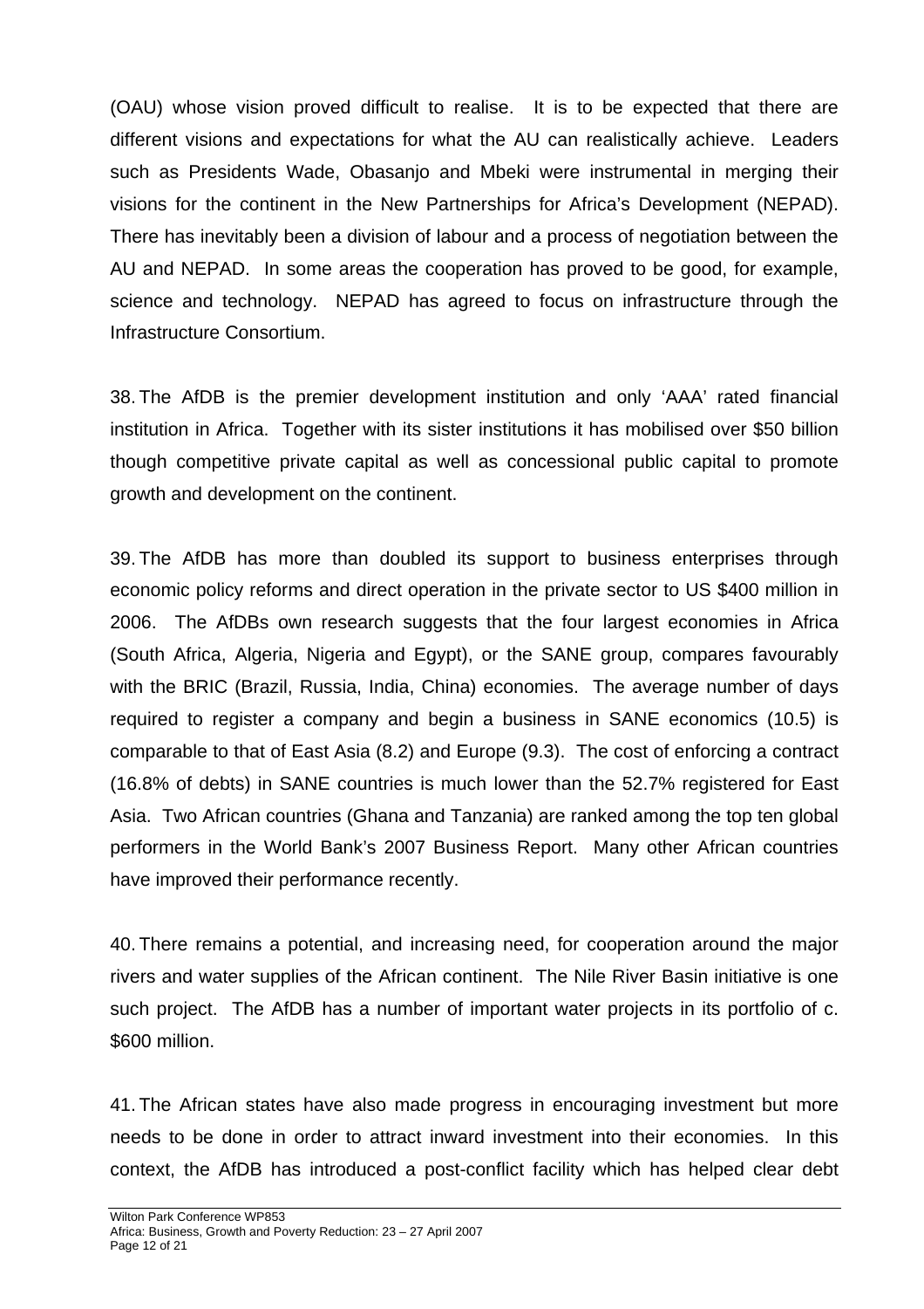(OAU) whose vision proved difficult to realise. It is to be expected that there are different visions and expectations for what the AU can realistically achieve. Leaders such as Presidents Wade, Obasanjo and Mbeki were instrumental in merging their visions for the continent in the New Partnerships for Africa's Development (NEPAD). There has inevitably been a division of labour and a process of negotiation between the AU and NEPAD. In some areas the cooperation has proved to be good, for example, science and technology. NEPAD has agreed to focus on infrastructure through the Infrastructure Consortium.

38. The AfDB is the premier development institution and only 'AAA' rated financial institution in Africa. Together with its sister institutions it has mobilised over $50 billion though competitive private capital as well as concessional public capital to promote growth and development on the continent.

39. The AfDB has more than doubled its support to business enterprises through economic policy reforms and direct operation in the private sector to US $400 million in 2006. The AfDBs own research suggests that the four largest economies in Africa (South Africa, Algeria, Nigeria and Egypt), or the SANE group, compares favourably with the BRIC (Brazil, Russia, India, China) economies. The average number of days required to register a company and begin a business in SANE economics (10.5) is comparable to that of East Asia (8.2) and Europe (9.3). The cost of enforcing a contract (16.8% of debts) in SANE countries is much lower than the 52.7% registered for East Asia. Two African countries (Ghana and Tanzania) are ranked among the top ten global performers in the World Bank's 2007 Business Report. Many other African countries have improved their performance recently.

40. There remains a potential, and increasing need, for cooperation around the major rivers and water supplies of the African continent. The Nile River Basin initiative is one such project. The AfDB has a number of important water projects in its portfolio of c. $600 million.

41. The African states have also made progress in encouraging investment but more needs to be done in order to attract inward investment into their economies. In this context, the AfDB has introduced a post-conflict facility which has helped clear debt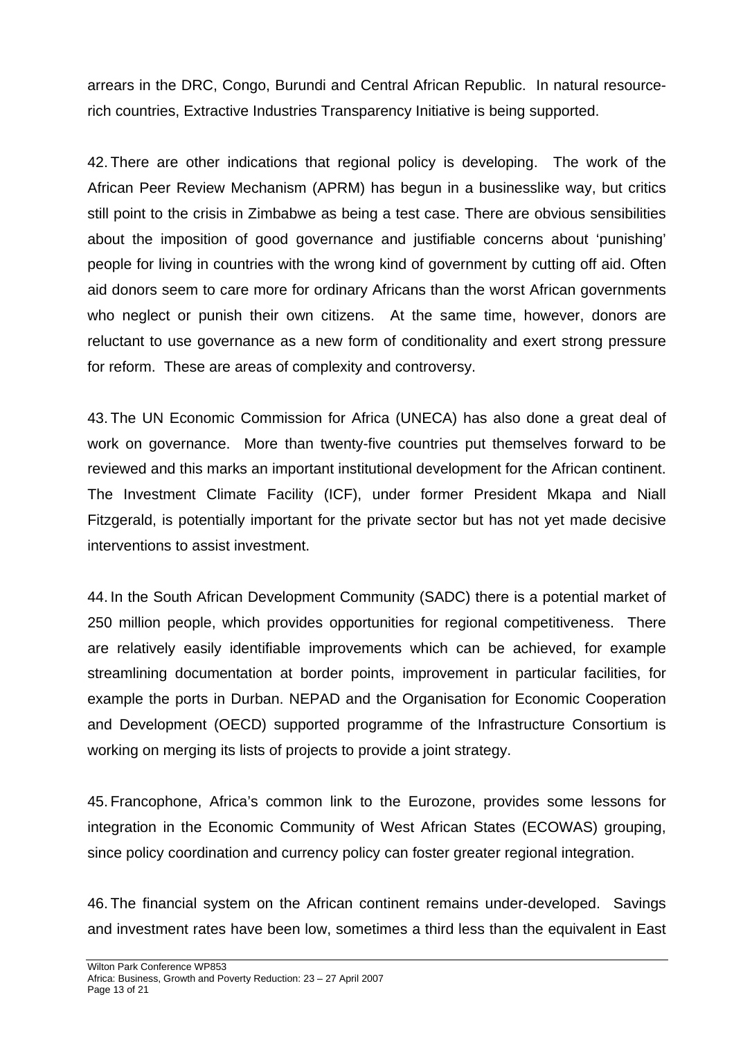arrears in the DRC, Congo, Burundi and Central African Republic. In natural resource-rich countries, Extractive Industries Transparency Initiative is being supported.

42. There are other indications that regional policy is developing. The work of the African Peer Review Mechanism (APRM) has begun in a businesslike way, but critics still point to the crisis in Zimbabwe as being a test case. There are obvious sensibilities about the imposition of good governance and justifiable concerns about 'punishing' people for living in countries with the wrong kind of government by cutting off aid. Often aid donors seem to care more for ordinary Africans than the worst African governments who neglect or punish their own citizens. At the same time, however, donors are reluctant to use governance as a new form of conditionality and exert strong pressure for reform. These are areas of complexity and controversy.

43. The UN Economic Commission for Africa (UNECA) has also done a great deal of work on governance. More than twenty-five countries put themselves forward to be reviewed and this marks an important institutional development for the African continent. The Investment Climate Facility (ICF), under former President Mkapa and Niall Fitzgerald, is potentially important for the private sector but has not yet made decisive interventions to assist investment.

44. In the South African Development Community (SADC) there is a potential market of 250 million people, which provides opportunities for regional competitiveness. There are relatively easily identifiable improvements which can be achieved, for example streamlining documentation at border points, improvement in particular facilities, for example the ports in Durban. NEPAD and the Organisation for Economic Cooperation and Development (OECD) supported programme of the Infrastructure Consortium is working on merging its lists of projects to provide a joint strategy.

45. Francophone, Africa's common link to the Eurozone, provides some lessons for integration in the Economic Community of West African States (ECOWAS) grouping, since policy coordination and currency policy can foster greater regional integration.

46. The financial system on the African continent remains under-developed. Savings and investment rates have been low, sometimes a third less than the equivalent in East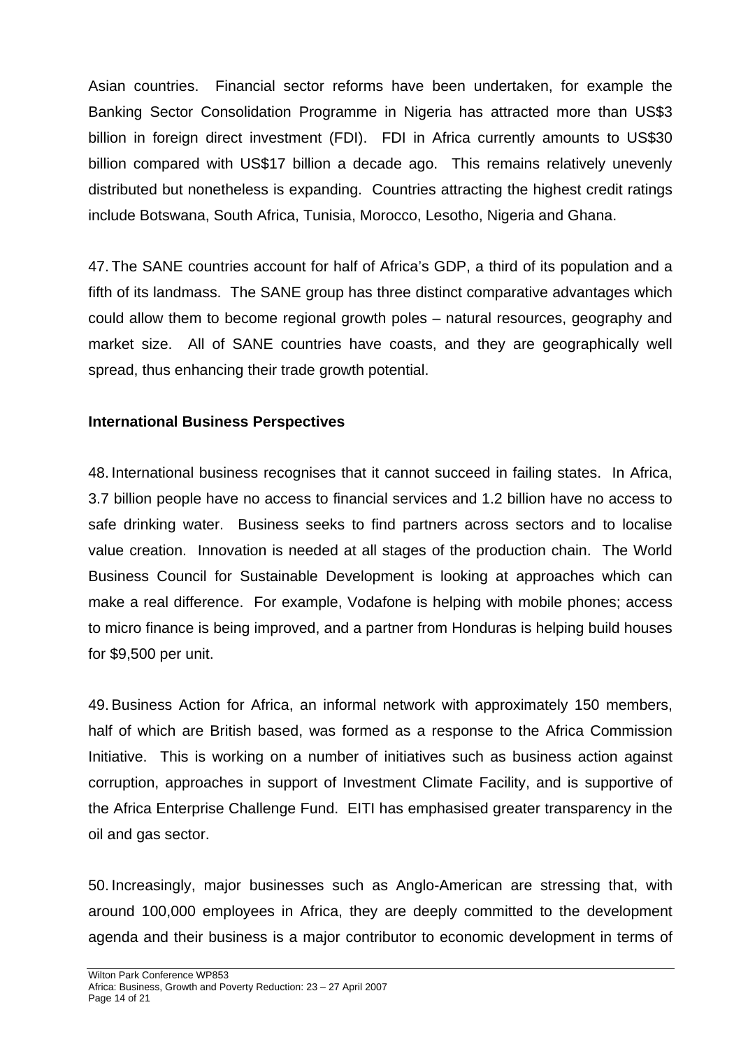Asian countries. Financial sector reforms have been undertaken, for example the Banking Sector Consolidation Programme in Nigeria has attracted more than US$3 billion in foreign direct investment (FDI). FDI in Africa currently amounts to US$30 billion compared with US$17 billion a decade ago. This remains relatively unevenly distributed but nonetheless is expanding. Countries attracting the highest credit ratings include Botswana, South Africa, Tunisia, Morocco, Lesotho, Nigeria and Ghana.

47. The SANE countries account for half of Africa's GDP, a third of its population and a fifth of its landmass. The SANE group has three distinct comparative advantages which could allow them to become regional growth poles – natural resources, geography and market size. All of SANE countries have coasts, and they are geographically well spread, thus enhancing their trade growth potential.

**International Business Perspectives**

48. International business recognises that it cannot succeed in failing states. In Africa, 3.7 billion people have no access to financial services and 1.2 billion have no access to safe drinking water. Business seeks to find partners across sectors and to localise value creation. Innovation is needed at all stages of the production chain. The World Business Council for Sustainable Development is looking at approaches which can make a real difference. For example, Vodafone is helping with mobile phones; access to micro finance is being improved, and a partner from Honduras is helping build houses for $9,500 per unit.

49. Business Action for Africa, an informal network with approximately 150 members, half of which are British based, was formed as a response to the Africa Commission Initiative. This is working on a number of initiatives such as business action against corruption, approaches in support of Investment Climate Facility, and is supportive of the Africa Enterprise Challenge Fund. EITI has emphasised greater transparency in the oil and gas sector.

50. Increasingly, major businesses such as Anglo-American are stressing that, with around 100,000 employees in Africa, they are deeply committed to the development agenda and their business is a major contributor to economic development in terms of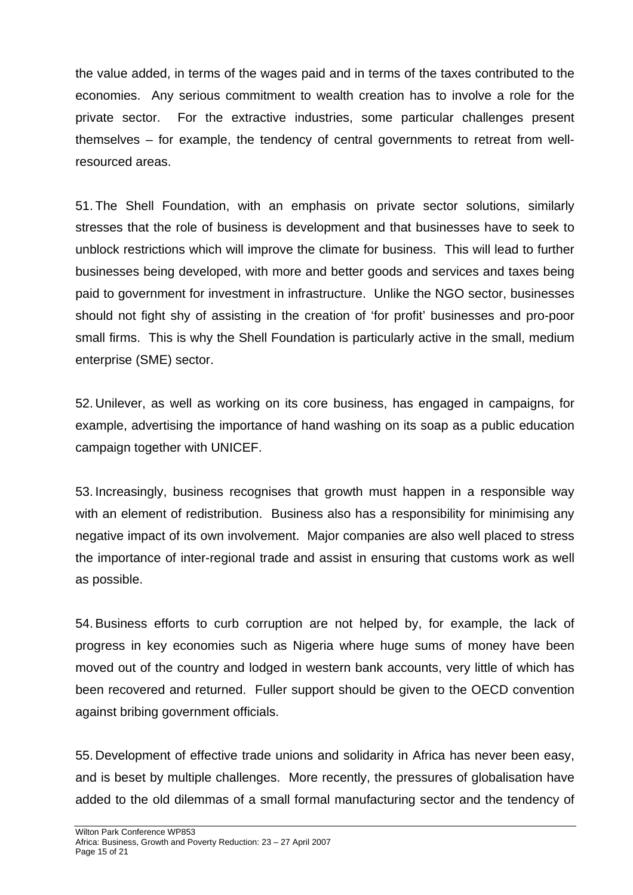the value added, in terms of the wages paid and in terms of the taxes contributed to the economies. Any serious commitment to wealth creation has to involve a role for the private sector. For the extractive industries, some particular challenges present themselves – for example, the tendency of central governments to retreat from well-resourced areas.

51. The Shell Foundation, with an emphasis on private sector solutions, similarly stresses that the role of business is development and that businesses have to seek to unblock restrictions which will improve the climate for business. This will lead to further businesses being developed, with more and better goods and services and taxes being paid to government for investment in infrastructure. Unlike the NGO sector, businesses should not fight shy of assisting in the creation of 'for profit' businesses and pro-poor small firms. This is why the Shell Foundation is particularly active in the small, medium enterprise (SME) sector.

52. Unilever, as well as working on its core business, has engaged in campaigns, for example, advertising the importance of hand washing on its soap as a public education campaign together with UNICEF.

53. Increasingly, business recognises that growth must happen in a responsible way with an element of redistribution. Business also has a responsibility for minimising any negative impact of its own involvement. Major companies are also well placed to stress the importance of inter-regional trade and assist in ensuring that customs work as well as possible.

54. Business efforts to curb corruption are not helped by, for example, the lack of progress in key economies such as Nigeria where huge sums of money have been moved out of the country and lodged in western bank accounts, very little of which has been recovered and returned. Fuller support should be given to the OECD convention against bribing government officials.

55. Development of effective trade unions and solidarity in Africa has never been easy, and is beset by multiple challenges. More recently, the pressures of globalisation have added to the old dilemmas of a small formal manufacturing sector and the tendency of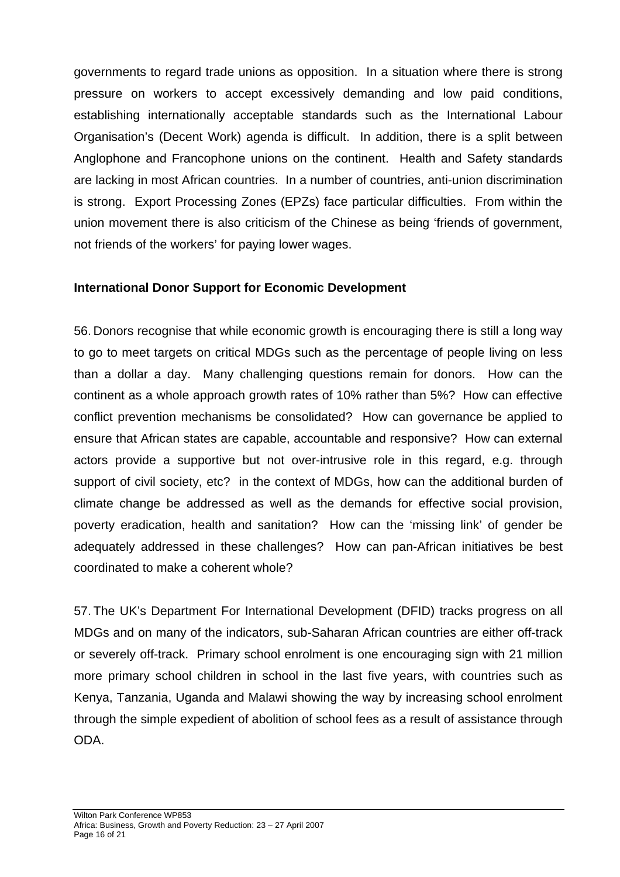governments to regard trade unions as opposition. In a situation where there is strong pressure on workers to accept excessively demanding and low paid conditions, establishing internationally acceptable standards such as the International Labour Organisation's (Decent Work) agenda is difficult. In addition, there is a split between Anglophone and Francophone unions on the continent. Health and Safety standards are lacking in most African countries. In a number of countries, anti-union discrimination is strong. Export Processing Zones (EPZs) face particular difficulties. From within the union movement there is also criticism of the Chinese as being 'friends of government, not friends of the workers' for paying lower wages.

**International Donor Support for Economic Development**

56. Donors recognise that while economic growth is encouraging there is still a long way to go to meet targets on critical MDGs such as the percentage of people living on less than a dollar a day. Many challenging questions remain for donors. How can the continent as a whole approach growth rates of 10% rather than 5%? How can effective conflict prevention mechanisms be consolidated? How can governance be applied to ensure that African states are capable, accountable and responsive? How can external actors provide a supportive but not over-intrusive role in this regard, e.g. through support of civil society, etc? in the context of MDGs, how can the additional burden of climate change be addressed as well as the demands for effective social provision, poverty eradication, health and sanitation? How can the 'missing link' of gender be adequately addressed in these challenges? How can pan-African initiatives be best coordinated to make a coherent whole?

57. The UK's Department For International Development (DFID) tracks progress on all MDGs and on many of the indicators, sub-Saharan African countries are either off-track or severely off-track. Primary school enrolment is one encouraging sign with 21 million more primary school children in school in the last five years, with countries such as Kenya, Tanzania, Uganda and Malawi showing the way by increasing school enrolment through the simple expedient of abolition of school fees as a result of assistance through ODA.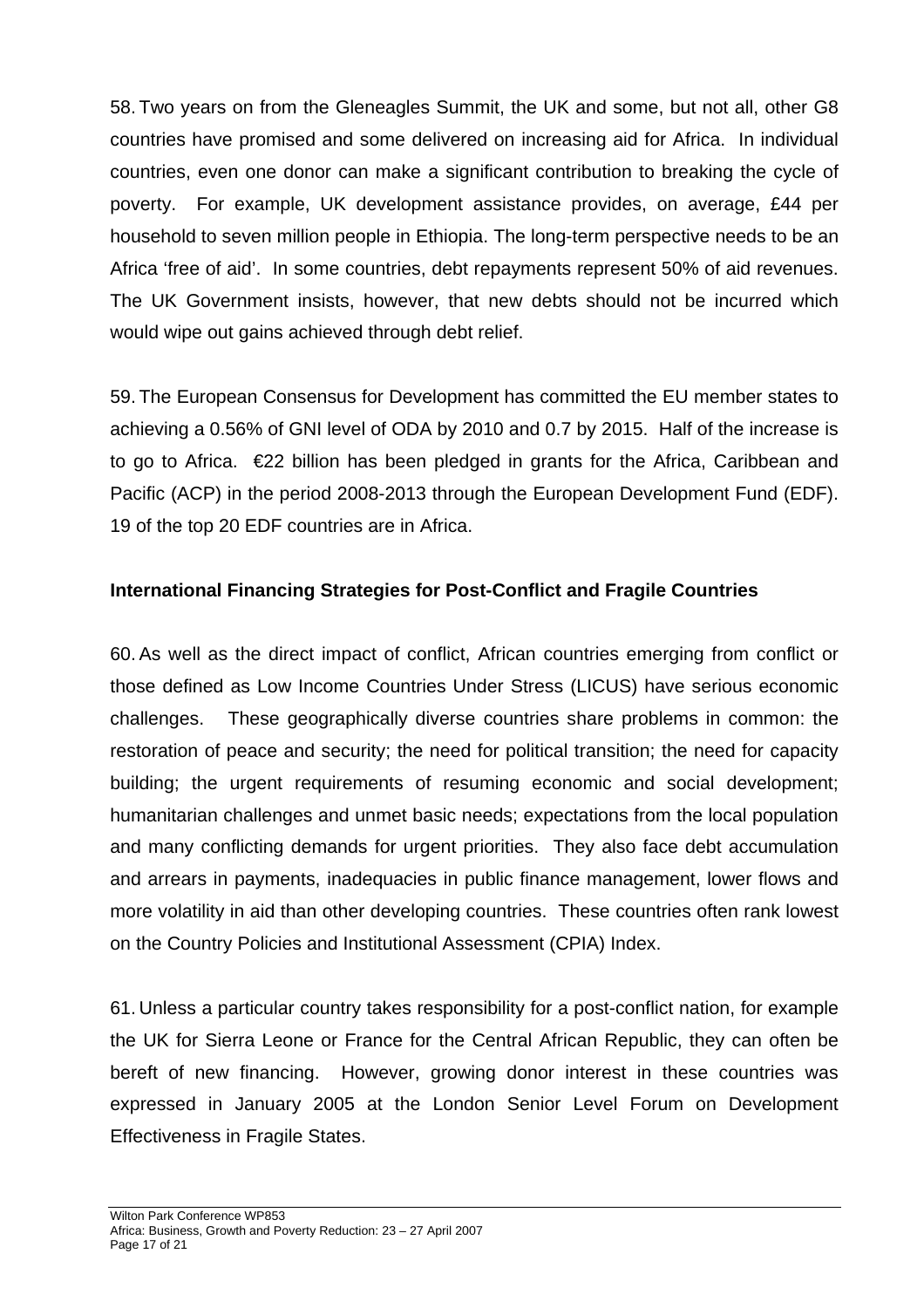58. Two years on from the Gleneagles Summit, the UK and some, but not all, other G8 countries have promised and some delivered on increasing aid for Africa. In individual countries, even one donor can make a significant contribution to breaking the cycle of poverty. For example, UK development assistance provides, on average, £44 per household to seven million people in Ethiopia. The long-term perspective needs to be an Africa 'free of aid'. In some countries, debt repayments represent 50% of aid revenues. The UK Government insists, however, that new debts should not be incurred which would wipe out gains achieved through debt relief.

59. The European Consensus for Development has committed the EU member states to achieving a 0.56% of GNI level of ODA by 2010 and 0.7 by 2015. Half of the increase is to go to Africa. €22 billion has been pledged in grants for the Africa, Caribbean and Pacific (ACP) in the period 2008-2013 through the European Development Fund (EDF). 19 of the top 20 EDF countries are in Africa.

**International Financing Strategies for Post-Conflict and Fragile Countries**

60. As well as the direct impact of conflict, African countries emerging from conflict or those defined as Low Income Countries Under Stress (LICUS) have serious economic challenges. These geographically diverse countries share problems in common: the restoration of peace and security; the need for political transition; the need for capacity building; the urgent requirements of resuming economic and social development; humanitarian challenges and unmet basic needs; expectations from the local population and many conflicting demands for urgent priorities. They also face debt accumulation and arrears in payments, inadequacies in public finance management, lower flows and more volatility in aid than other developing countries. These countries often rank lowest on the Country Policies and Institutional Assessment (CPIA) Index.

61. Unless a particular country takes responsibility for a post-conflict nation, for example the UK for Sierra Leone or France for the Central African Republic, they can often be bereft of new financing. However, growing donor interest in these countries was expressed in January 2005 at the London Senior Level Forum on Development Effectiveness in Fragile States.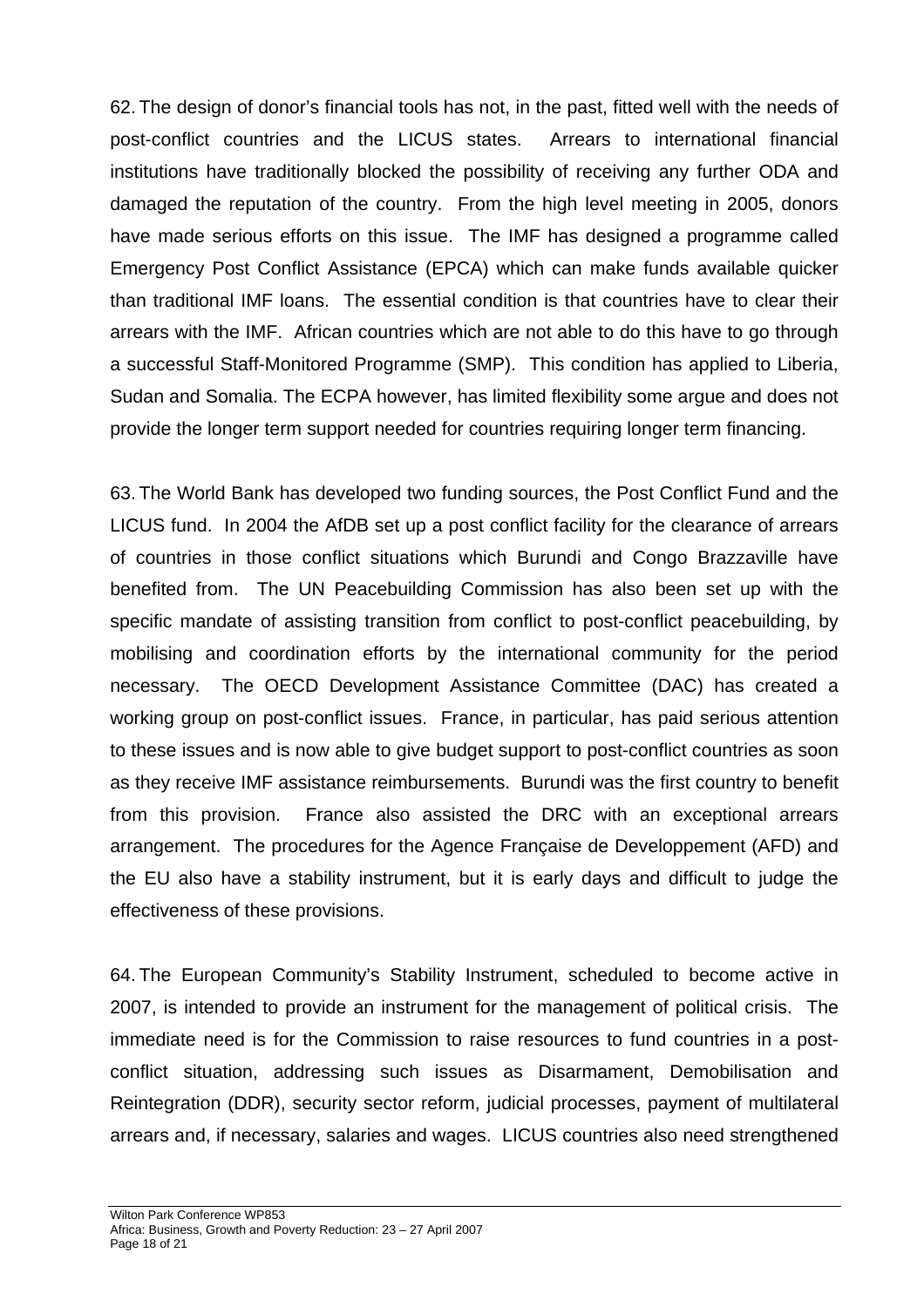62. The design of donor's financial tools has not, in the past, fitted well with the needs of post-conflict countries and the LICUS states. Arrears to international financial institutions have traditionally blocked the possibility of receiving any further ODA and damaged the reputation of the country. From the high level meeting in 2005, donors have made serious efforts on this issue. The IMF has designed a programme called Emergency Post Conflict Assistance (EPCA) which can make funds available quicker than traditional IMF loans. The essential condition is that countries have to clear their arrears with the IMF. African countries which are not able to do this have to go through a successful Staff-Monitored Programme (SMP). This condition has applied to Liberia, Sudan and Somalia. The ECPA however, has limited flexibility some argue and does not provide the longer term support needed for countries requiring longer term financing.

63. The World Bank has developed two funding sources, the Post Conflict Fund and the LICUS fund. In 2004 the AfDB set up a post conflict facility for the clearance of arrears of countries in those conflict situations which Burundi and Congo Brazzaville have benefited from. The UN Peacebuilding Commission has also been set up with the specific mandate of assisting transition from conflict to post-conflict peacebuilding, by mobilising and coordination efforts by the international community for the period necessary. The OECD Development Assistance Committee (DAC) has created a working group on post-conflict issues. France, in particular, has paid serious attention to these issues and is now able to give budget support to post-conflict countries as soon as they receive IMF assistance reimbursements. Burundi was the first country to benefit from this provision. France also assisted the DRC with an exceptional arrears arrangement. The procedures for the Agence Française de Developpement (AFD) and the EU also have a stability instrument, but it is early days and difficult to judge the effectiveness of these provisions.

64. The European Community's Stability Instrument, scheduled to become active in 2007, is intended to provide an instrument for the management of political crisis. The immediate need is for the Commission to raise resources to fund countries in a post-conflict situation, addressing such issues as Disarmament, Demobilisation and Reintegration (DDR), security sector reform, judicial processes, payment of multilateral arrears and, if necessary, salaries and wages. LICUS countries also need strengthened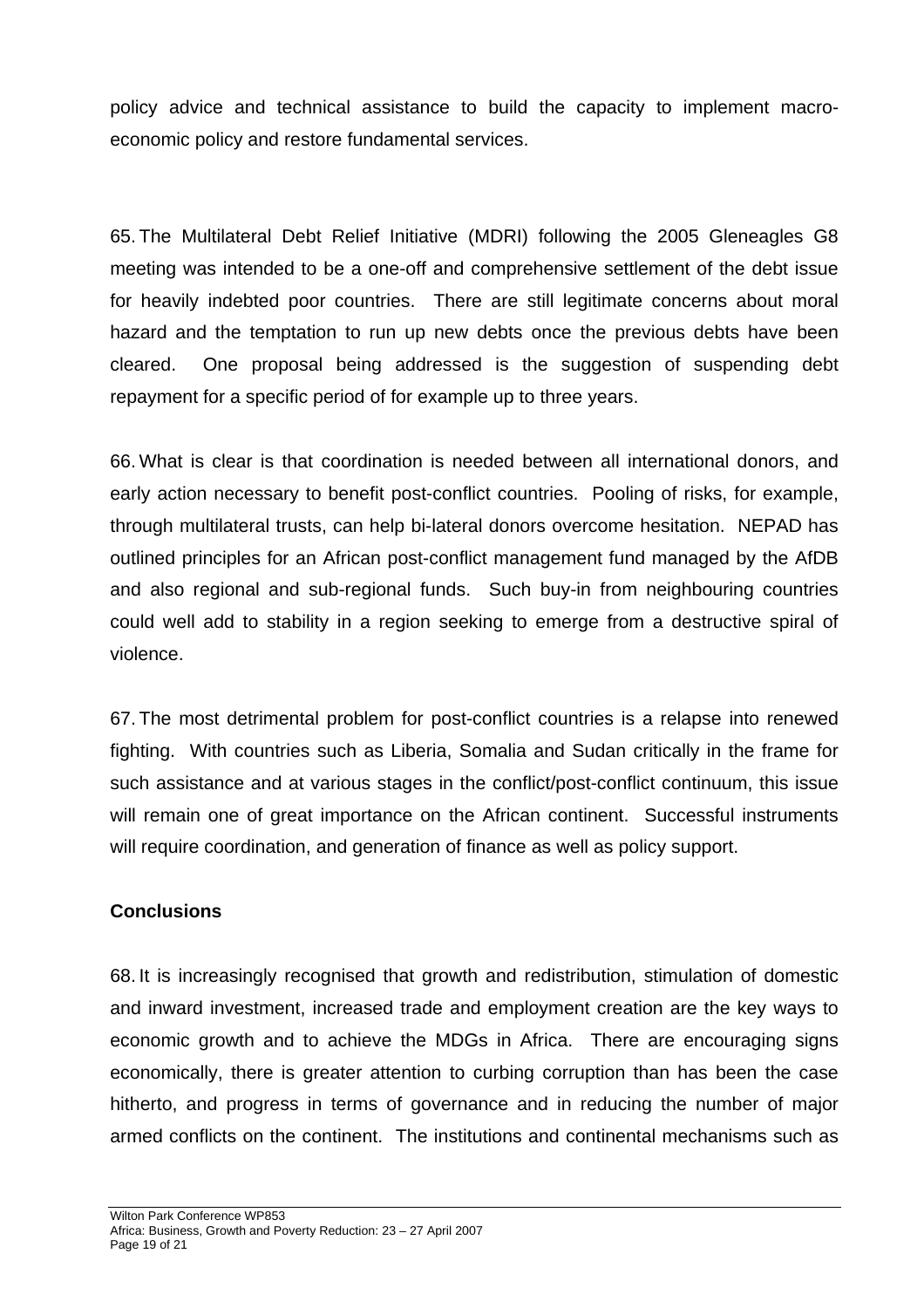policy advice and technical assistance to build the capacity to implement macro-economic policy and restore fundamental services.

65. The Multilateral Debt Relief Initiative (MDRI) following the 2005 Gleneagles G8 meeting was intended to be a one-off and comprehensive settlement of the debt issue for heavily indebted poor countries. There are still legitimate concerns about moral hazard and the temptation to run up new debts once the previous debts have been cleared. One proposal being addressed is the suggestion of suspending debt repayment for a specific period of for example up to three years.

66. What is clear is that coordination is needed between all international donors, and early action necessary to benefit post-conflict countries. Pooling of risks, for example, through multilateral trusts, can help bi-lateral donors overcome hesitation. NEPAD has outlined principles for an African post-conflict management fund managed by the AfDB and also regional and sub-regional funds. Such buy-in from neighbouring countries could well add to stability in a region seeking to emerge from a destructive spiral of violence.

67. The most detrimental problem for post-conflict countries is a relapse into renewed fighting. With countries such as Liberia, Somalia and Sudan critically in the frame for such assistance and at various stages in the conflict/post-conflict continuum, this issue will remain one of great importance on the African continent. Successful instruments will require coordination, and generation of finance as well as policy support.

**Conclusions**

68. It is increasingly recognised that growth and redistribution, stimulation of domestic and inward investment, increased trade and employment creation are the key ways to economic growth and to achieve the MDGs in Africa. There are encouraging signs economically, there is greater attention to curbing corruption than has been the case hitherto, and progress in terms of governance and in reducing the number of major armed conflicts on the continent. The institutions and continental mechanisms such as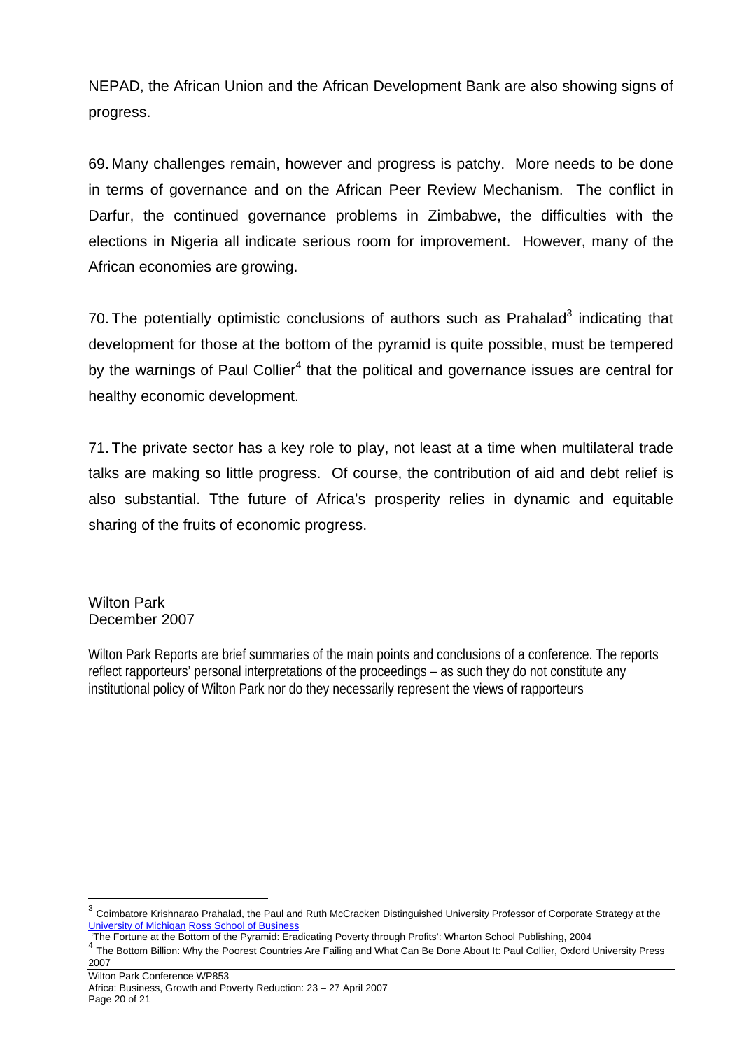NEPAD, the African Union and the African Development Bank are also showing signs of progress.

69. Many challenges remain, however and progress is patchy. More needs to be done in terms of governance and on the African Peer Review Mechanism. The conflict in Darfur, the continued governance problems in Zimbabwe, the difficulties with the elections in Nigeria all indicate serious room for improvement. However, many of the African economies are growing.

70. The potentially optimistic conclusions of authors such as Prahalad[3] indicating that development for those at the bottom of the pyramid is quite possible, must be tempered by the warnings of Paul Collier[4] that the political and governance issues are central for healthy economic development.

71. The private sector has a key role to play, not least at a time when multilateral trade talks are making so little progress. Of course, the contribution of aid and debt relief is also substantial. Tthe future of Africa's prosperity relies in dynamic and equitable sharing of the fruits of economic progress.

Wilton Park
December 2007

Wilton Park Reports are brief summaries of the main points and conclusions of a conference. The reports reflect rapporteurs' personal interpretations of the proceedings – as such they do not constitute any institutional policy of Wilton Park nor do they necessarily represent the views of rapporteurs

---

[3] Coimbatore Krishnarao Prahalad, the Paul and Ruth McCracken Distinguished University Professor of Corporate Strategy at the University of Michigan Ross School of Business
'The Fortune at the Bottom of the Pyramid: Eradicating Poverty through Profits': Wharton School Publishing, 2004

[4] The Bottom Billion: Why the Poorest Countries Are Failing and What Can Be Done About It: Paul Collier, Oxford University Press 2007